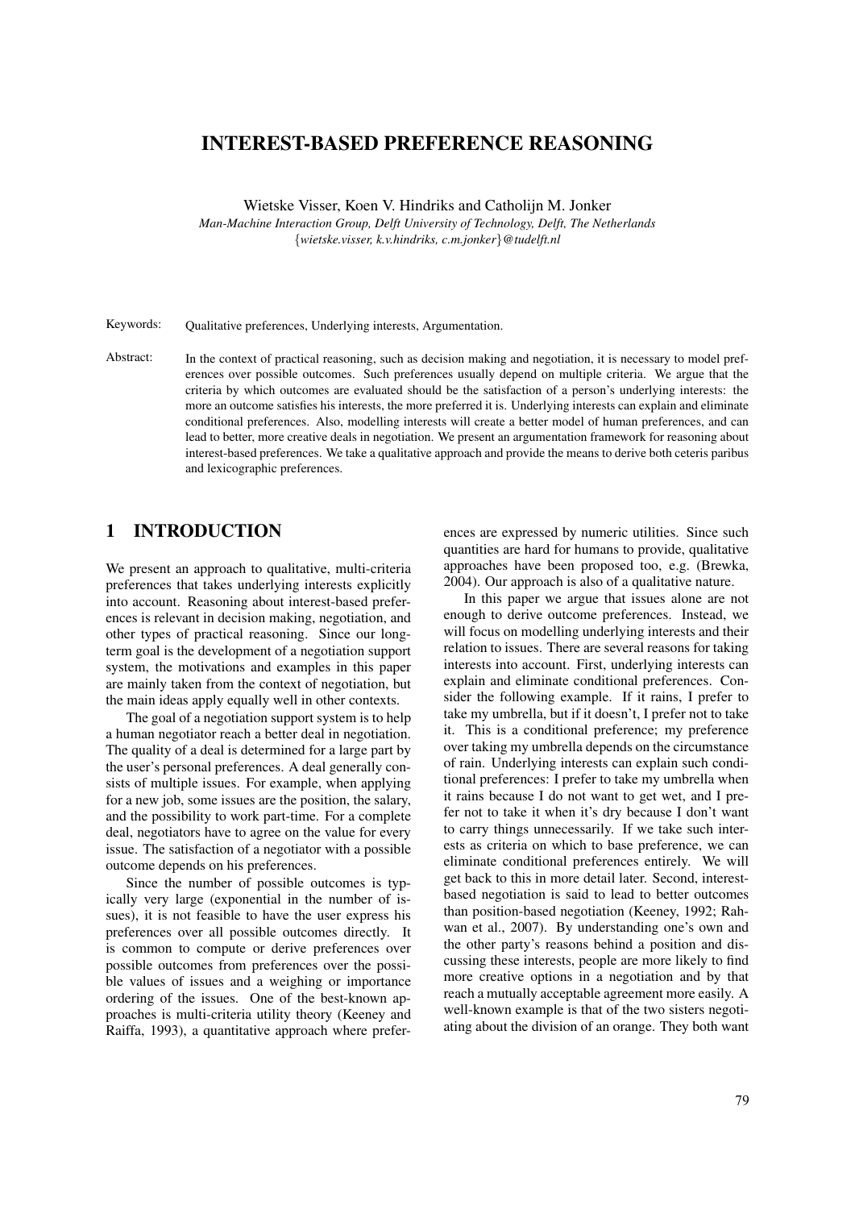# INTEREST-BASED PREFERENCE REASONING

Wietske Visser, Koen V. Hindriks and Catholijn M. Jonker

*Man-Machine Interaction Group, Delft University of Technology, Delft, The Netherlands*
{*wietske.visser, k.v.hindriks, c.m.jonker*}*@tudelft.nl*

Keywords: Qualitative preferences, Underlying interests, Argumentation.

Abstract: In the context of practical reasoning, such as decision making and negotiation, it is necessary to model preferences over possible outcomes. Such preferences usually depend on multiple criteria. We argue that the criteria by which outcomes are evaluated should be the satisfaction of a person's underlying interests: the more an outcome satisfies his interests, the more preferred it is. Underlying interests can explain and eliminate conditional preferences. Also, modelling interests will create a better model of human preferences, and can lead to better, more creative deals in negotiation. We present an argumentation framework for reasoning about interest-based preferences. We take a qualitative approach and provide the means to derive both ceteris paribus and lexicographic preferences.

## 1 INTRODUCTION

We present an approach to qualitative, multi-criteria preferences that takes underlying interests explicitly into account. Reasoning about interest-based preferences is relevant in decision making, negotiation, and other types of practical reasoning. Since our long-term goal is the development of a negotiation support system, the motivations and examples in this paper are mainly taken from the context of negotiation, but the main ideas apply equally well in other contexts.

The goal of a negotiation support system is to help a human negotiator reach a better deal in negotiation. The quality of a deal is determined for a large part by the user's personal preferences. A deal generally consists of multiple issues. For example, when applying for a new job, some issues are the position, the salary, and the possibility to work part-time. For a complete deal, negotiators have to agree on the value for every issue. The satisfaction of a negotiator with a possible outcome depends on his preferences.

Since the number of possible outcomes is typically very large (exponential in the number of issues), it is not feasible to have the user express his preferences over all possible outcomes directly. It is common to compute or derive preferences over possible outcomes from preferences over the possible values of issues and a weighing or importance ordering of the issues. One of the best-known approaches is multi-criteria utility theory (Keeney and Raiffa, 1993), a quantitative approach where preferences are expressed by numeric utilities. Since such quantities are hard for humans to provide, qualitative approaches have been proposed too, e.g. (Brewka, 2004). Our approach is also of a qualitative nature.

In this paper we argue that issues alone are not enough to derive outcome preferences. Instead, we will focus on modelling underlying interests and their relation to issues. There are several reasons for taking interests into account. First, underlying interests can explain and eliminate conditional preferences. Consider the following example. If it rains, I prefer to take my umbrella, but if it doesn't, I prefer not to take it. This is a conditional preference; my preference over taking my umbrella depends on the circumstance of rain. Underlying interests can explain such conditional preferences: I prefer to take my umbrella when it rains because I do not want to get wet, and I prefer not to take it when it's dry because I don't want to carry things unnecessarily. If we take such interests as criteria on which to base preference, we can eliminate conditional preferences entirely. We will get back to this in more detail later. Second, interest-based negotiation is said to lead to better outcomes than position-based negotiation (Keeney, 1992; Rahwan et al., 2007). By understanding one's own and the other party's reasons behind a position and discussing these interests, people are more likely to find more creative options in a negotiation and by that reach a mutually acceptable agreement more easily. A well-known example is that of the two sisters negotiating about the division of an orange. They both want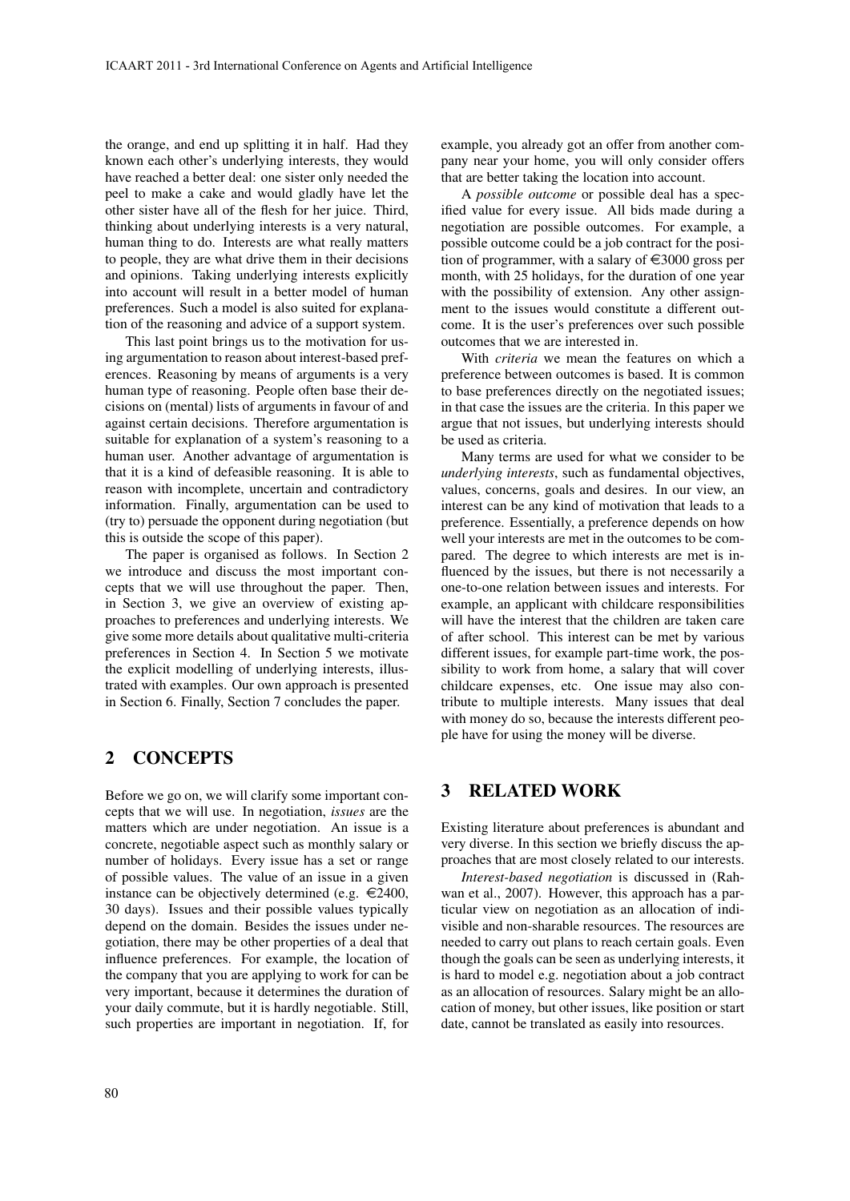the orange, and end up splitting it in half. Had they known each other's underlying interests, they would have reached a better deal: one sister only needed the peel to make a cake and would gladly have let the other sister have all of the flesh for her juice. Third, thinking about underlying interests is a very natural, human thing to do. Interests are what really matters to people, they are what drive them in their decisions and opinions. Taking underlying interests explicitly into account will result in a better model of human preferences. Such a model is also suited for explanation of the reasoning and advice of a support system.

This last point brings us to the motivation for using argumentation to reason about interest-based preferences. Reasoning by means of arguments is a very human type of reasoning. People often base their decisions on (mental) lists of arguments in favour of and against certain decisions. Therefore argumentation is suitable for explanation of a system's reasoning to a human user. Another advantage of argumentation is that it is a kind of defeasible reasoning. It is able to reason with incomplete, uncertain and contradictory information. Finally, argumentation can be used to (try to) persuade the opponent during negotiation (but this is outside the scope of this paper).

The paper is organised as follows. In Section 2 we introduce and discuss the most important concepts that we will use throughout the paper. Then, in Section 3, we give an overview of existing approaches to preferences and underlying interests. We give some more details about qualitative multi-criteria preferences in Section 4. In Section 5 we motivate the explicit modelling of underlying interests, illustrated with examples. Our own approach is presented in Section 6. Finally, Section 7 concludes the paper.

## 2 CONCEPTS

Before we go on, we will clarify some important concepts that we will use. In negotiation, *issues* are the matters which are under negotiation. An issue is a concrete, negotiable aspect such as monthly salary or number of holidays. Every issue has a set or range of possible values. The value of an issue in a given instance can be objectively determined (e.g. €2400, 30 days). Issues and their possible values typically depend on the domain. Besides the issues under negotiation, there may be other properties of a deal that influence preferences. For example, the location of the company that you are applying to work for can be very important, because it determines the duration of your daily commute, but it is hardly negotiable. Still, such properties are important in negotiation. If, for example, you already got an offer from another company near your home, you will only consider offers that are better taking the location into account.

A *possible outcome* or possible deal has a specified value for every issue. All bids made during a negotiation are possible outcomes. For example, a possible outcome could be a job contract for the position of programmer, with a salary of €3000 gross per month, with 25 holidays, for the duration of one year with the possibility of extension. Any other assignment to the issues would constitute a different outcome. It is the user's preferences over such possible outcomes that we are interested in.

With *criteria* we mean the features on which a preference between outcomes is based. It is common to base preferences directly on the negotiated issues; in that case the issues are the criteria. In this paper we argue that not issues, but underlying interests should be used as criteria.

Many terms are used for what we consider to be *underlying interests*, such as fundamental objectives, values, concerns, goals and desires. In our view, an interest can be any kind of motivation that leads to a preference. Essentially, a preference depends on how well your interests are met in the outcomes to be compared. The degree to which interests are met is influenced by the issues, but there is not necessarily a one-to-one relation between issues and interests. For example, an applicant with childcare responsibilities will have the interest that the children are taken care of after school. This interest can be met by various different issues, for example part-time work, the possibility to work from home, a salary that will cover childcare expenses, etc. One issue may also contribute to multiple interests. Many issues that deal with money do so, because the interests different people have for using the money will be diverse.

## 3 RELATED WORK

Existing literature about preferences is abundant and very diverse. In this section we briefly discuss the approaches that are most closely related to our interests.

*Interest-based negotiation* is discussed in (Rahwan et al., 2007). However, this approach has a particular view on negotiation as an allocation of indivisible and non-sharable resources. The resources are needed to carry out plans to reach certain goals. Even though the goals can be seen as underlying interests, it is hard to model e.g. negotiation about a job contract as an allocation of resources. Salary might be an allocation of money, but other issues, like position or start date, cannot be translated as easily into resources.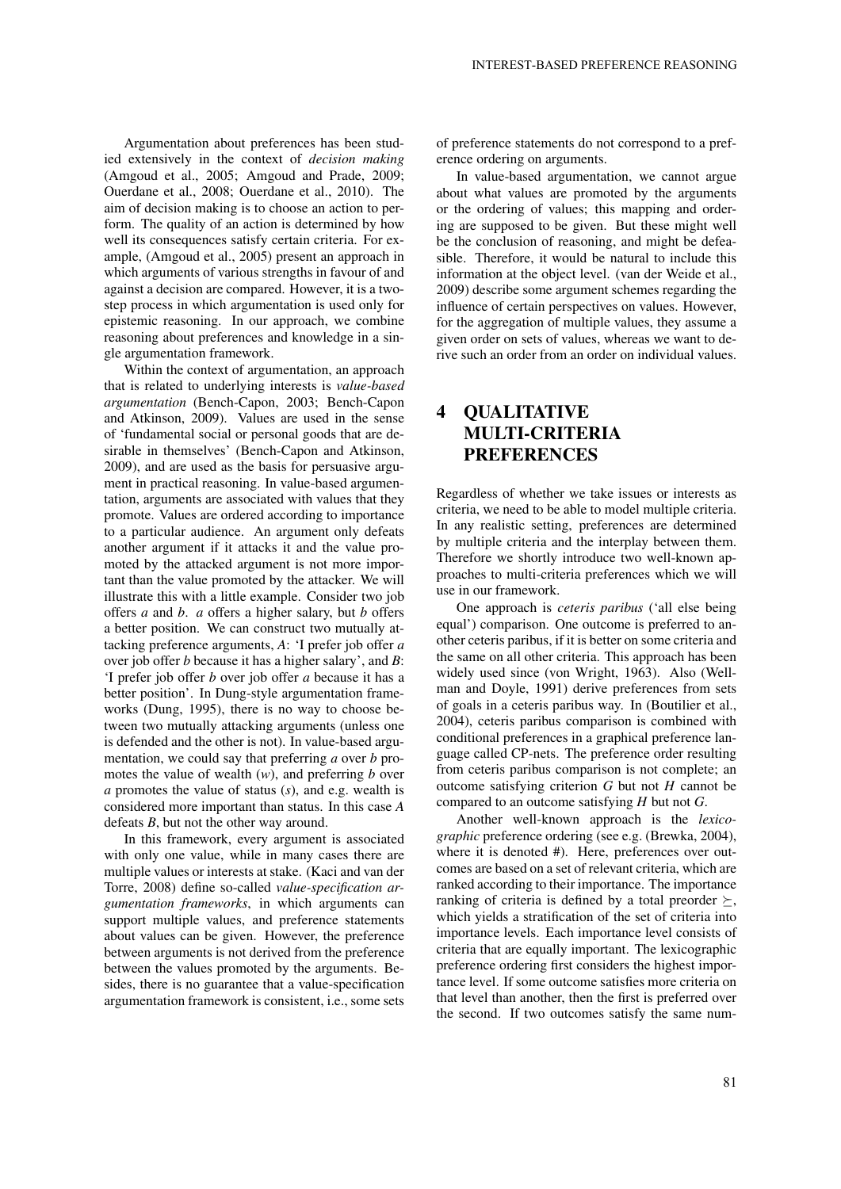Argumentation about preferences has been studied extensively in the context of *decision making* (Amgoud et al., 2005; Amgoud and Prade, 2009; Ouerdane et al., 2008; Ouerdane et al., 2010). The aim of decision making is to choose an action to perform. The quality of an action is determined by how well its consequences satisfy certain criteria. For example, (Amgoud et al., 2005) present an approach in which arguments of various strengths in favour of and against a decision are compared. However, it is a two-step process in which argumentation is used only for epistemic reasoning. In our approach, we combine reasoning about preferences and knowledge in a single argumentation framework.

Within the context of argumentation, an approach that is related to underlying interests is *value-based argumentation* (Bench-Capon, 2003; Bench-Capon and Atkinson, 2009). Values are used in the sense of 'fundamental social or personal goods that are desirable in themselves' (Bench-Capon and Atkinson, 2009), and are used as the basis for persuasive argument in practical reasoning. In value-based argumentation, arguments are associated with values that they promote. Values are ordered according to importance to a particular audience. An argument only defeats another argument if it attacks it and the value promoted by the attacked argument is not more important than the value promoted by the attacker. We will illustrate this with a little example. Consider two job offers *a* and *b*. *a* offers a higher salary, but *b* offers a better position. We can construct two mutually attacking preference arguments, *A*: 'I prefer job offer *a* over job offer *b* because it has a higher salary', and *B*: 'I prefer job offer *b* over job offer *a* because it has a better position'. In Dung-style argumentation frameworks (Dung, 1995), there is no way to choose between two mutually attacking arguments (unless one is defended and the other is not). In value-based argumentation, we could say that preferring *a* over *b* promotes the value of wealth (*w*), and preferring *b* over *a* promotes the value of status (*s*), and e.g. wealth is considered more important than status. In this case *A* defeats *B*, but not the other way around.

In this framework, every argument is associated with only one value, while in many cases there are multiple values or interests at stake. (Kaci and van der Torre, 2008) define so-called *value-specification argumentation frameworks*, in which arguments can support multiple values, and preference statements about values can be given. However, the preference between arguments is not derived from the preference between the values promoted by the arguments. Besides, there is no guarantee that a value-specification argumentation framework is consistent, i.e., some sets of preference statements do not correspond to a preference ordering on arguments.

In value-based argumentation, we cannot argue about what values are promoted by the arguments or the ordering of values; this mapping and ordering are supposed to be given. But these might well be the conclusion of reasoning, and might be defeasible. Therefore, it would be natural to include this information at the object level. (van der Weide et al., 2009) describe some argument schemes regarding the influence of certain perspectives on values. However, for the aggregation of multiple values, they assume a given order on sets of values, whereas we want to derive such an order from an order on individual values.

## 4 QUALITATIVE MULTI-CRITERIA PREFERENCES

Regardless of whether we take issues or interests as criteria, we need to be able to model multiple criteria. In any realistic setting, preferences are determined by multiple criteria and the interplay between them. Therefore we shortly introduce two well-known approaches to multi-criteria preferences which we will use in our framework.

One approach is *ceteris paribus* ('all else being equal') comparison. One outcome is preferred to another ceteris paribus, if it is better on some criteria and the same on all other criteria. This approach has been widely used since (von Wright, 1963). Also (Wellman and Doyle, 1991) derive preferences from sets of goals in a ceteris paribus way. In (Boutilier et al., 2004), ceteris paribus comparison is combined with conditional preferences in a graphical preference language called CP-nets. The preference order resulting from ceteris paribus comparison is not complete; an outcome satisfying criterion *G* but not *H* cannot be compared to an outcome satisfying *H* but not *G*.

Another well-known approach is the *lexicographic* preference ordering (see e.g. (Brewka, 2004), where it is denoted #). Here, preferences over outcomes are based on a set of relevant criteria, which are ranked according to their importance. The importance ranking of criteria is defined by a total preorder $\succeq$, which yields a stratification of the set of criteria into importance levels. Each importance level consists of criteria that are equally important. The lexicographic preference ordering first considers the highest importance level. If some outcome satisfies more criteria on that level than another, then the first is preferred over the second. If two outcomes satisfy the same num-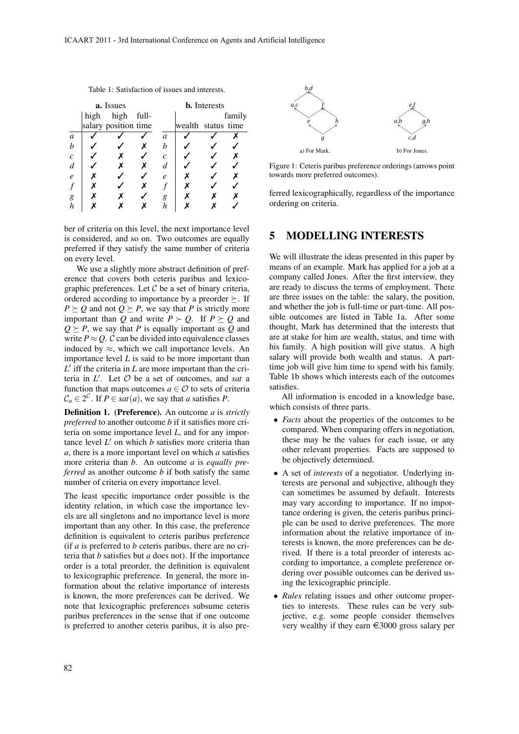Table 1: Satisfaction of issues and interests.

| | **a.** Issues | | | | **b.** Interests | | |
|---|---|---|---|---|---|---|---|
| | high salary | high position | full-time | | wealth | status | family time |
| *a* | ✓ | ✓ | ✓ | *a* | ✓ | ✓ | ✗ |
| *b* | ✓ | ✓ | ✗ | *b* | ✓ | ✓ | ✓ |
| *c* | ✓ | ✗ | ✓ | *c* | ✓ | ✓ | ✗ |
| *d* | ✓ | ✗ | ✗ | *d* | ✓ | ✓ | ✓ |
| *e* | ✗ | ✓ | ✓ | *e* | ✗ | ✓ | ✗ |
| *f* | ✗ | ✓ | ✗ | *f* | ✗ | ✓ | ✓ |
| *g* | ✗ | ✗ | ✓ | *g* | ✗ | ✗ | ✗ |
| *h* | ✗ | ✗ | ✗ | *h* | ✗ | ✗ | ✓ |

ber of criteria on this level, the next importance level is considered, and so on. Two outcomes are equally preferred if they satisfy the same number of criteria on every level.

We use a slightly more abstract definition of preference that covers both ceteris paribus and lexicographic preferences. Let $\mathcal{C}$ be a set of binary criteria, ordered according to importance by a preorder $\succeq$. If $P \succeq Q$ and not $Q \succeq P$, we say that $P$ is strictly more important than $Q$ and write $P \succ Q$. If $P \succeq Q$ and $Q \succeq P$, we say that $P$ is equally important as $Q$ and write $P \approx Q$. $\mathcal{C}$ can be divided into equivalence classes induced by $\approx$, which we call importance levels. An importance level $L$ is said to be more important than $L'$ iff the criteria in $L$ are more important than the criteria in $L'$. Let $\mathcal{O}$ be a set of outcomes, and *sat* a function that maps outcomes $a \in \mathcal{O}$ to sets of criteria $\mathcal{C}_a \in 2^{\mathcal{C}}$. If $P \in sat(a)$, we say that $a$ satisfies $P$.

**Definition 1. (Preference).** An outcome $a$ is *strictly preferred* to another outcome $b$ if it satisfies more criteria on some importance level $L$, and for any importance level $L'$ on which $b$ satisfies more criteria than $a$, there is a more important level on which $a$ satisfies more criteria than $b$. An outcome $a$ is *equally preferred* as another outcome $b$ if both satisfy the same number of criteria on every importance level.

The least specific importance order possible is the identity relation, in which case the importance levels are all singletons and no importance level is more important than any other. In this case, the preference definition is equivalent to ceteris paribus preference (if $a$ is preferred to $b$ ceteris paribus, there are no criteria that $b$ satisfies but $a$ does not). If the importance order is a total preorder, the definition is equivalent to lexicographic preference. In general, the more information about the relative importance of interests is known, the more preferences can be derived. We note that lexicographic preferences subsume ceteris paribus preferences in the sense that if one outcome is preferred to another ceteris paribus, it is also preferred lexicographically, regardless of the importance ordering on criteria.

b,d
a,c
f
e
h
g
a) For Mark.

e,f
a,b
g,h
c,d
b) For Jones.

Figure 1: Ceteris paribus preference orderings (arrows point towards more preferred outcomes).

## 5 MODELLING INTERESTS

We will illustrate the ideas presented in this paper by means of an example. Mark has applied for a job at a company called Jones. After the first interview, they are ready to discuss the terms of employment. There are three issues on the table: the salary, the position, and whether the job is full-time or part-time. All possible outcomes are listed in Table 1a. After some thought, Mark has determined that the interests that are at stake for him are wealth, status, and time with his family. A high position will give status. A high salary will provide both wealth and status. A part-time job will give him time to spend with his family. Table 1b shows which interests each of the outcomes satisfies.

All information is encoded in a knowledge base, which consists of three parts.

- *Facts* about the properties of the outcomes to be compared. When comparing offers in negotiation, these may be the values for each issue, or any other relevant properties. Facts are supposed to be objectively determined.
- A set of *interests* of a negotiator. Underlying interests are personal and subjective, although they can sometimes be assumed by default. Interests may vary according to importance. If no importance ordering is given, the ceteris paribus principle can be used to derive preferences. The more information about the relative importance of interests is known, the more preferences can be derived. If there is a total preorder of interests according to importance, a complete preference ordering over possible outcomes can be derived using the lexicographic principle.
- *Rules* relating issues and other outcome properties to interests. These rules can be very subjective, e.g. some people consider themselves very wealthy if they earn €3000 gross salary per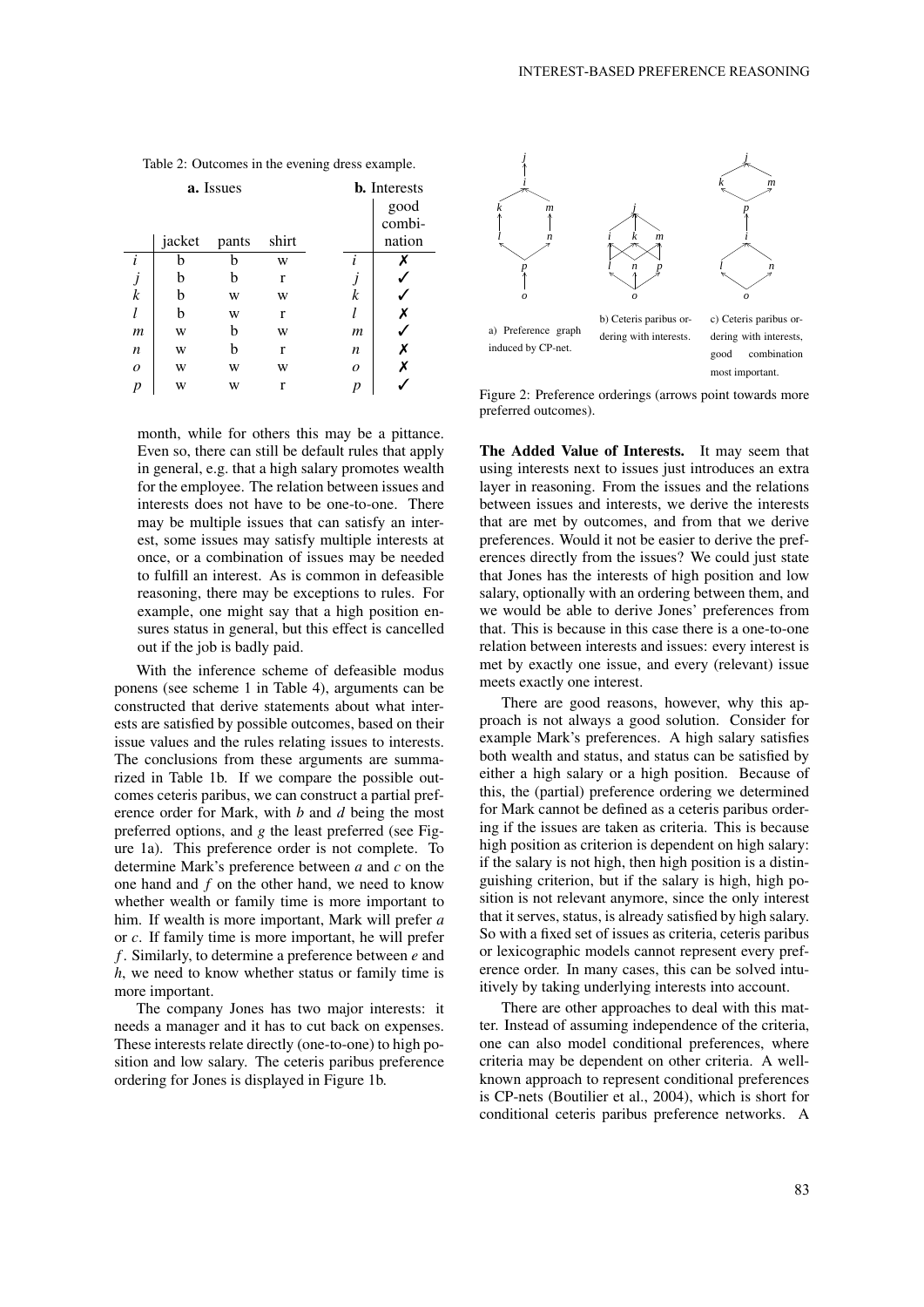Table 2: Outcomes in the evening dress example.

| | **a.** Issues | | | **b.** Interests |
|---|---|---|---|---|
| | jacket | pants | shirt | good combination |
| *i* | b | b | w | ✗ |
| *j* | b | b | r | ✓ |
| *k* | b | w | w | ✓ |
| *l* | b | w | r | ✗ |
| *m* | w | b | w | ✓ |
| *n* | w | b | r | ✗ |
| *o* | w | w | w | ✗ |
| *p* | w | w | r | ✓ |

month, while for others this may be a pittance. Even so, there can still be default rules that apply in general, e.g. that a high salary promotes wealth for the employee. The relation between issues and interests does not have to be one-to-one. There may be multiple issues that can satisfy an interest, some issues may satisfy multiple interests at once, or a combination of issues may be needed to fulfill an interest. As is common in defeasible reasoning, there may be exceptions to rules. For example, one might say that a high position ensures status in general, but this effect is cancelled out if the job is badly paid.

With the inference scheme of defeasible modus ponens (see scheme 1 in Table 4), arguments can be constructed that derive statements about what interests are satisfied by possible outcomes, based on their issue values and the rules relating issues to interests. The conclusions from these arguments are summarized in Table 1b. If we compare the possible outcomes ceteris paribus, we can construct a partial preference order for Mark, with *b* and *d* being the most preferred options, and *g* the least preferred (see Figure 1a). This preference order is not complete. To determine Mark's preference between *a* and *c* on the one hand and *f* on the other hand, we need to know whether wealth or family time is more important to him. If wealth is more important, Mark will prefer *a* or *c*. If family time is more important, he will prefer *f*. Similarly, to determine a preference between *e* and *h*, we need to know whether status or family time is more important.

The company Jones has two major interests: it needs a manager and it has to cut back on expenses. These interests relate directly (one-to-one) to high position and low salary. The ceteris paribus preference ordering for Jones is displayed in Figure 1b.

a) Preference graph induced by CP-net.

b) Ceteris paribus ordering with interests.

c) Ceteris paribus ordering with interests, good combination most important.

Figure 2: Preference orderings (arrows point towards more preferred outcomes).

**The Added Value of Interests.** It may seem that using interests next to issues just introduces an extra layer in reasoning. From the issues and the relations between issues and interests, we derive the interests that are met by outcomes, and from that we derive preferences. Would it not be easier to derive the preferences directly from the issues? We could just state that Jones has the interests of high position and low salary, optionally with an ordering between them, and we would be able to derive Jones' preferences from that. This is because in this case there is a one-to-one relation between interests and issues: every interest is met by exactly one issue, and every (relevant) issue meets exactly one interest.

There are good reasons, however, why this approach is not always a good solution. Consider for example Mark's preferences. A high salary satisfies both wealth and status, and status can be satisfied by either a high salary or a high position. Because of this, the (partial) preference ordering we determined for Mark cannot be defined as a ceteris paribus ordering if the issues are taken as criteria. This is because high position as criterion is dependent on high salary: if the salary is not high, then high position is a distinguishing criterion, but if the salary is high, high position is not relevant anymore, since the only interest that it serves, status, is already satisfied by high salary. So with a fixed set of issues as criteria, ceteris paribus or lexicographic models cannot represent every preference order. In many cases, this can be solved intuitively by taking underlying interests into account.

There are other approaches to deal with this matter. Instead of assuming independence of the criteria, one can also model conditional preferences, where criteria may be dependent on other criteria. A well-known approach to represent conditional preferences is CP-nets (Boutilier et al., 2004), which is short for conditional ceteris paribus preference networks. A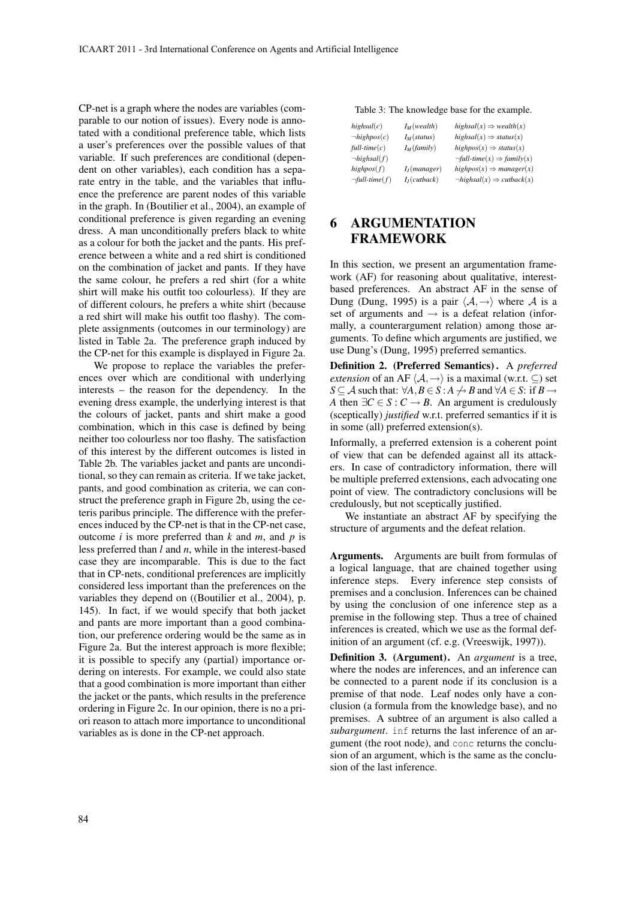CP-net is a graph where the nodes are variables (comparable to our notion of issues). Every node is annotated with a conditional preference table, which lists a user's preferences over the possible values of that variable. If such preferences are conditional (dependent on other variables), each condition has a separate entry in the table, and the variables that influence the preference are parent nodes of this variable in the graph. In (Boutilier et al., 2004), an example of conditional preference is given regarding an evening dress. A man unconditionally prefers black to white as a colour for both the jacket and the pants. His preference between a white and a red shirt is conditioned on the combination of jacket and pants. If they have the same colour, he prefers a red shirt (for a white shirt will make his outfit too colourless). If they are of different colours, he prefers a white shirt (because a red shirt will make his outfit too flashy). The complete assignments (outcomes in our terminology) are listed in Table 2a. The preference graph induced by the CP-net for this example is displayed in Figure 2a.

We propose to replace the variables the preferences over which are conditional with underlying interests – the reason for the dependency. In the evening dress example, the underlying interest is that the colours of jacket, pants and shirt make a good combination, which in this case is defined by being neither too colourless nor too flashy. The satisfaction of this interest by the different outcomes is listed in Table 2b. The variables jacket and pants are unconditional, so they can remain as criteria. If we take jacket, pants, and good combination as criteria, we can construct the preference graph in Figure 2b, using the ceteris paribus principle. The difference with the preferences induced by the CP-net is that in the CP-net case, outcome *i* is more preferred than *k* and *m*, and *p* is less preferred than *l* and *n*, while in the interest-based case they are incomparable. This is due to the fact that in CP-nets, conditional preferences are implicitly considered less important than the preferences on the variables they depend on ((Boutilier et al., 2004), p. 145). In fact, if we would specify that both jacket and pants are more important than a good combination, our preference ordering would be the same as in Figure 2a. But the interest approach is more flexible; it is possible to specify any (partial) importance ordering on interests. For example, we could also state that a good combination is more important than either the jacket or the pants, which results in the preference ordering in Figure 2c. In our opinion, there is no a priori reason to attach more importance to unconditional variables as is done in the CP-net approach.

Table 3: The knowledge base for the example.

| | | |
|---|---|---|
| $highsal(c)$ | $I_M(wealth)$ | $highsal(x) \Rightarrow wealth(x)$ |
| $\neg highpos(c)$ | $I_M(status)$ | $highsal(x) \Rightarrow status(x)$ |
| $full\text{-}time(c)$ | $I_M(family)$ | $highpos(x) \Rightarrow status(x)$ |
| $\neg highsal(f)$ | | $\neg full\text{-}time(x) \Rightarrow family(x)$ |
| $highpos(f)$ | $I_J(manager)$ | $highpos(x) \Rightarrow manager(x)$ |
| $\neg full\text{-}time(f)$ | $I_J(cutback)$ | $\neg highsal(x) \Rightarrow cutback(x)$ |

## 6 ARGUMENTATION FRAMEWORK

In this section, we present an argumentation framework (AF) for reasoning about qualitative, interest-based preferences. An abstract AF in the sense of Dung (Dung, 1995) is a pair $\langle \mathcal{A}, \rightarrow \rangle$ where $\mathcal{A}$ is a set of arguments and $\rightarrow$ is a defeat relation (informally, a counterargument relation) among those arguments. To define which arguments are justified, we use Dung's (Dung, 1995) preferred semantics.

**Definition 2. (Preferred Semantics).** A *preferred extension* of an AF $\langle \mathcal{A}, \rightarrow \rangle$ is a maximal (w.r.t. $\subseteq$) set $S \subseteq \mathcal{A}$ such that: $\forall A, B \in S : A \not\rightarrow B$ and $\forall A \in S$: if $B \rightarrow A$ then $\exists C \in S : C \rightarrow B$. An argument is credulously (sceptically) *justified* w.r.t. preferred semantics if it is in some (all) preferred extension(s).

Informally, a preferred extension is a coherent point of view that can be defended against all its attackers. In case of contradictory information, there will be multiple preferred extensions, each advocating one point of view. The contradictory conclusions will be credulously, but not sceptically justified.

We instantiate an abstract AF by specifying the structure of arguments and the defeat relation.

**Arguments.** Arguments are built from formulas of a logical language, that are chained together using inference steps. Every inference step consists of premises and a conclusion. Inferences can be chained by using the conclusion of one inference step as a premise in the following step. Thus a tree of chained inferences is created, which we use as the formal definition of an argument (cf. e.g. (Vreeswijk, 1997)).

**Definition 3. (Argument).** An *argument* is a tree, where the nodes are inferences, and an inference can be connected to a parent node if its conclusion is a premise of that node. Leaf nodes only have a conclusion (a formula from the knowledge base), and no premises. A subtree of an argument is also called a *subargument*. `inf` returns the last inference of an argument (the root node), and `conc` returns the conclusion of an argument, which is the same as the conclusion of the last inference.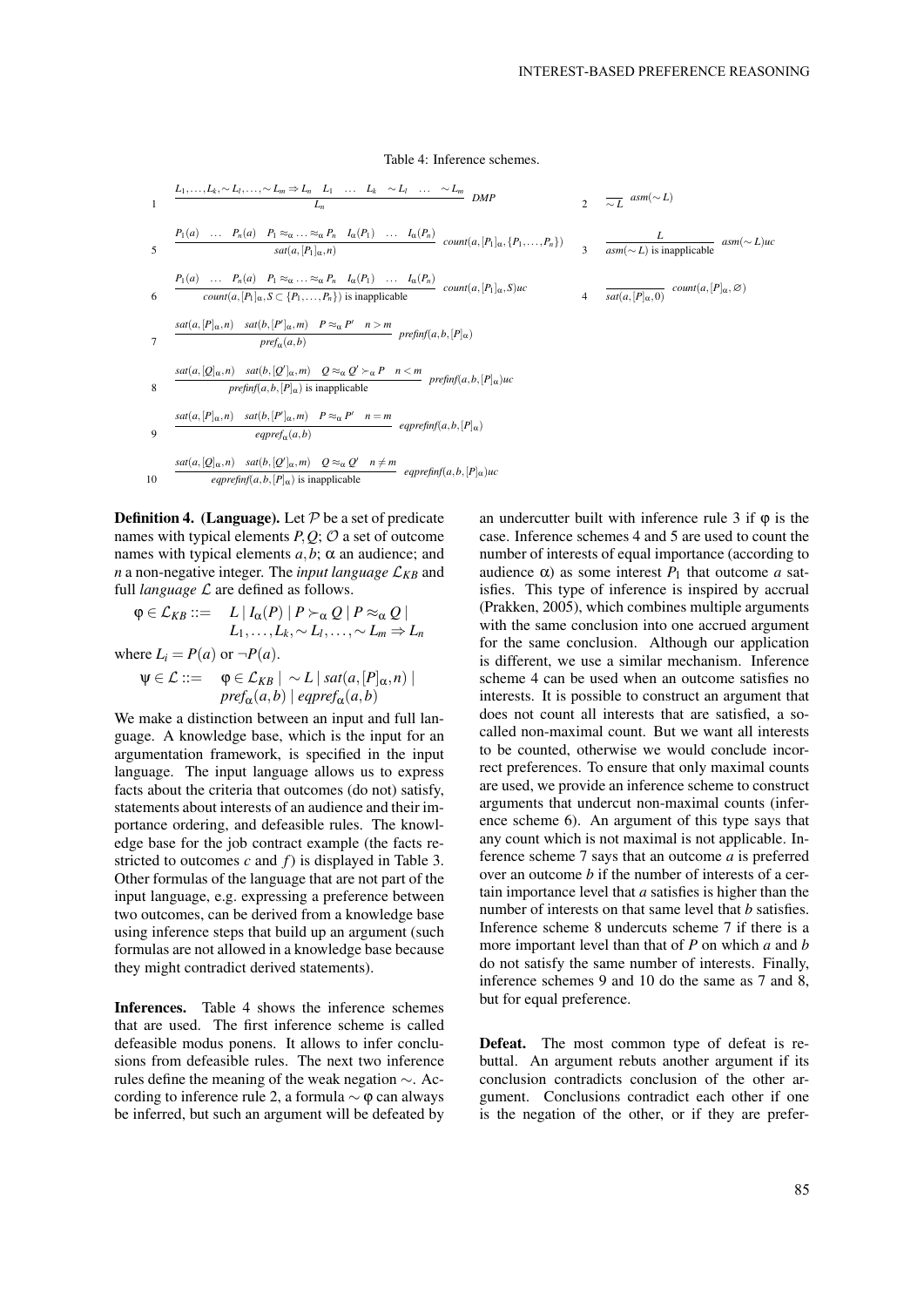Table 4: Inference schemes.

$$1 \quad \frac{L_1,\ldots,L_k,\sim L_l,\ldots,\sim L_m \Rightarrow L_n \quad L_1 \quad \ldots \quad L_k \quad \sim L_l \quad \ldots \quad \sim L_m}{L_n} \; DMP \qquad\qquad 2 \quad \frac{}{\sim L} \; asm(\sim L)$$

$$5 \quad \frac{P_1(a) \quad \ldots \quad P_n(a) \quad P_1 \approx_\alpha \ldots \approx_\alpha P_n \quad I_\alpha(P_1) \quad \ldots \quad I_\alpha(P_n)}{sat(a,[P_1]_\alpha,n)} \; count(a,[P_1]_\alpha,\{P_1,\ldots,P_n\}) \qquad 3 \quad \frac{L}{asm(\sim L) \text{ is inapplicable}} \; asm(\sim L)uc$$

$$6 \quad \frac{P_1(a) \quad \ldots \quad P_n(a) \quad P_1 \approx_\alpha \ldots \approx_\alpha P_n \quad I_\alpha(P_1) \quad \ldots \quad I_\alpha(P_n)}{count(a,[P_1]_\alpha,S \subset \{P_1,\ldots,P_n\}) \text{ is inapplicable}} \; count(a,[P_1]_\alpha,S)uc \qquad 4 \quad \frac{}{sat(a,[P]_\alpha,0)} \; count(a,[P]_\alpha,\varnothing)$$

$$7 \quad \frac{sat(a,[P]_\alpha,n) \quad sat(b,[P']_\alpha,m) \quad P \approx_\alpha P' \quad n > m}{pref_\alpha(a,b)} \; prefinf(a,b,[P]_\alpha)$$

$$8 \quad \frac{sat(a,[Q]_\alpha,n) \quad sat(b,[Q']_\alpha,m) \quad Q \approx_\alpha Q' \succ_\alpha P \quad n < m}{prefinf(a,b,[P]_\alpha) \text{ is inapplicable}} \; prefinf(a,b,[P]_\alpha)uc$$

$$9 \quad \frac{sat(a,[P]_\alpha,n) \quad sat(b,[P']_\alpha,m) \quad P \approx_\alpha P' \quad n = m}{eqpref_\alpha(a,b)} \; eqprefinf(a,b,[P]_\alpha)$$

$$10 \quad \frac{sat(a,[Q]_\alpha,n) \quad sat(b,[Q']_\alpha,m) \quad Q \approx_\alpha Q' \quad n \neq m}{eqprefinf(a,b,[P]_\alpha) \text{ is inapplicable}} \; eqprefinf(a,b,[P]_\alpha)uc$$

**Definition 4. (Language).** Let $\mathcal{P}$ be a set of predicate names with typical elements $P, Q$; $\mathcal{O}$ a set of outcome names with typical elements $a, b$; $\alpha$ an audience; and $n$ a non-negative integer. The *input language* $\mathcal{L}_{KB}$ and full *language* $\mathcal{L}$ are defined as follows.

$$\varphi \in \mathcal{L}_{KB} ::= \quad L \mid I_\alpha(P) \mid P \succ_\alpha Q \mid P \approx_\alpha Q \mid L_1,\ldots,L_k,\sim L_l,\ldots,\sim L_m \Rightarrow L_n$$

where $L_i = P(a)$ or $\neg P(a)$.

$$\psi \in \mathcal{L} ::= \quad \varphi \in \mathcal{L}_{KB} \mid \ \sim L \mid sat(a,[P]_\alpha,n) \mid pref_\alpha(a,b) \mid eqpref_\alpha(a,b)$$

We make a distinction between an input and full language. A knowledge base, which is the input for an argumentation framework, is specified in the input language. The input language allows us to express facts about the criteria that outcomes (do not) satisfy, statements about interests of an audience and their importance ordering, and defeasible rules. The knowledge base for the job contract example (the facts restricted to outcomes $c$ and $f$) is displayed in Table 3. Other formulas of the language that are not part of the input language, e.g. expressing a preference between two outcomes, can be derived from a knowledge base using inference steps that build up an argument (such formulas are not allowed in a knowledge base because they might contradict derived statements).

**Inferences.** Table 4 shows the inference schemes that are used. The first inference scheme is called defeasible modus ponens. It allows to infer conclusions from defeasible rules. The next two inference rules define the meaning of the weak negation $\sim$. According to inference rule 2, a formula $\sim \varphi$ can always be inferred, but such an argument will be defeated by an undercutter built with inference rule 3 if $\varphi$ is the case. Inference schemes 4 and 5 are used to count the number of interests of equal importance (according to audience $\alpha$) as some interest $P_1$ that outcome $a$ satisfies. This type of inference is inspired by accrual (Prakken, 2005), which combines multiple arguments with the same conclusion into one accrued argument for the same conclusion. Although our application is different, we use a similar mechanism. Inference scheme 4 can be used when an outcome satisfies no interests. It is possible to construct an argument that does not count all interests that are satisfied, a so-called non-maximal count. But we want all interests to be counted, otherwise we would conclude incorrect preferences. To ensure that only maximal counts are used, we provide an inference scheme to construct arguments that undercut non-maximal counts (inference scheme 6). An argument of this type says that any count which is not maximal is not applicable. Inference scheme 7 says that an outcome $a$ is preferred over an outcome $b$ if the number of interests of a certain importance level that $a$ satisfies is higher than the number of interests on that same level that $b$ satisfies. Inference scheme 8 undercuts scheme 7 if there is a more important level than that of $P$ on which $a$ and $b$ do not satisfy the same number of interests. Finally, inference schemes 9 and 10 do the same as 7 and 8, but for equal preference.

**Defeat.** The most common type of defeat is rebuttal. An argument rebuts another argument if its conclusion contradicts conclusion of the other argument. Conclusions contradict each other if one is the negation of the other, or if they are prefer-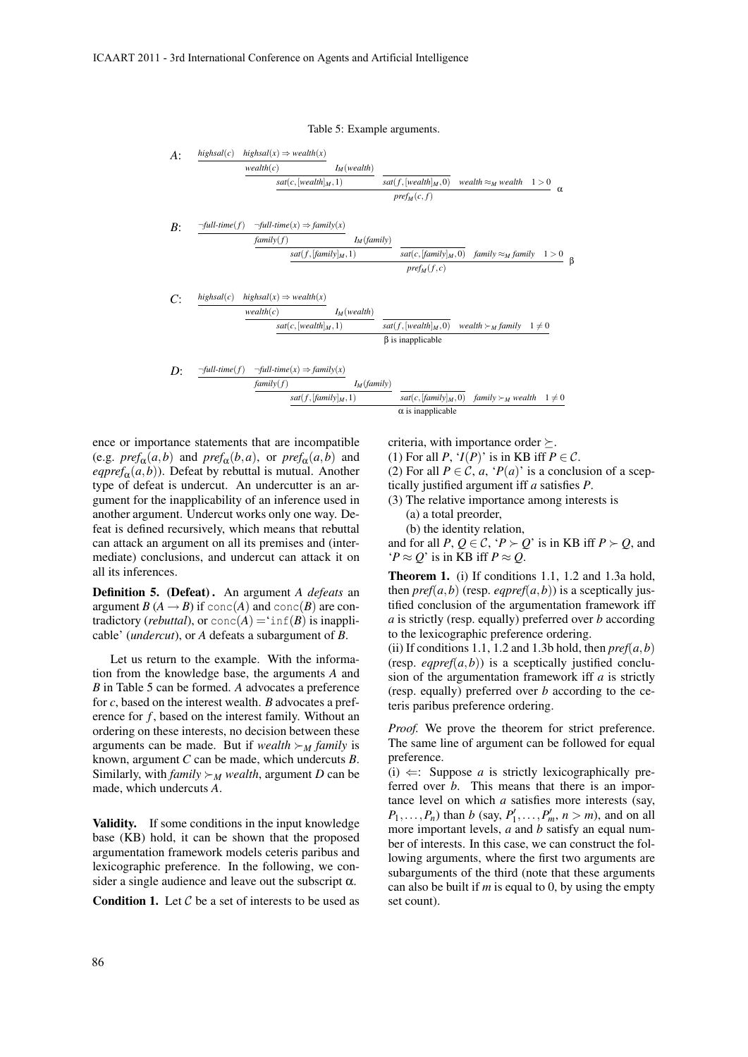Table 5: Example arguments.

$A$:
$$\cfrac{\cfrac{\cfrac{highsal(c) \quad highsal(x) \Rightarrow wealth(x)}{wealth(c)} \quad I_M(wealth)}{sat(c,[wealth]_M,1)} \quad \cfrac{}{sat(f,[wealth]_M,0)} \quad wealth \approx_M wealth \quad 1>0}{pref_M(c,f)}\ \alpha$$

$B$:
$$\cfrac{\cfrac{\cfrac{\neg full\text{-}time(f) \quad \neg full\text{-}time(x) \Rightarrow family(x)}{family(f)} \quad I_M(family)}{sat(f,[family]_M,1)} \quad \cfrac{}{sat(c,[family]_M,0)} \quad family \approx_M family \quad 1>0}{pref_M(f,c)}\ \beta$$

$C$:
$$\cfrac{\cfrac{\cfrac{highsal(c) \quad highsal(x) \Rightarrow wealth(x)}{wealth(c)} \quad I_M(wealth)}{sat(c,[wealth]_M,1)} \quad \cfrac{}{sat(f,[wealth]_M,0)} \quad wealth \succ_M family \quad 1 \neq 0}{\beta \text{ is inapplicable}}$$

$D$:
$$\cfrac{\cfrac{\cfrac{\neg full\text{-}time(f) \quad \neg full\text{-}time(x) \Rightarrow family(x)}{family(f)} \quad I_M(family)}{sat(f,[family]_M,1)} \quad \cfrac{}{sat(c,[family]_M,0)} \quad family \succ_M wealth \quad 1 \neq 0}{\alpha \text{ is inapplicable}}$$

ence or importance statements that are incompatible (e.g. $pref_\alpha(a,b)$ and $pref_\alpha(b,a)$, or $pref_\alpha(a,b)$ and $eqpref_\alpha(a,b)$). Defeat by rebuttal is mutual. Another type of defeat is undercut. An undercutter is an argument for the inapplicability of an inference used in another argument. Undercut works only one way. Defeat is defined recursively, which means that rebuttal can attack an argument on all its premises and (intermediate) conclusions, and undercut can attack it on all its inferences.

**Definition 5. (Defeat).** An argument $A$ *defeats* an argument $B$ ($A \rightarrow B$) if conc($A$) and conc($B$) are contradictory (*rebuttal*), or conc($A$) ='inf($B$) is inapplicable' (*undercut*), or $A$ defeats a subargument of $B$.

Let us return to the example. With the information from the knowledge base, the arguments $A$ and $B$ in Table 5 can be formed. $A$ advocates a preference for $c$, based on the interest wealth. $B$ advocates a preference for $f$, based on the interest family. Without an ordering on these interests, no decision between these arguments can be made. But if $wealth \succ_M family$ is known, argument $C$ can be made, which undercuts $B$. Similarly, with $family \succ_M wealth$, argument $D$ can be made, which undercuts $A$.

**Validity.** If some conditions in the input knowledge base (KB) hold, it can be shown that the proposed argumentation framework models ceteris paribus and lexicographic preference. In the following, we consider a single audience and leave out the subscript $\alpha$.

**Condition 1.** Let $\mathcal{C}$ be a set of interests to be used as criteria, with importance order $\succeq$.

(1) For all $P$, '$I(P)$' is in KB iff $P \in \mathcal{C}$.

(2) For all $P \in \mathcal{C}$, $a$, '$P(a)$' is a conclusion of a sceptically justified argument iff $a$ satisfies $P$.

(3) The relative importance among interests is
  (a) a total preorder,
  (b) the identity relation,

and for all $P, Q \in \mathcal{C}$, '$P \succ Q$' is in KB iff $P \succ Q$, and '$P \approx Q$' is in KB iff $P \approx Q$.

**Theorem 1.** (i) If conditions 1.1, 1.2 and 1.3a hold, then $pref(a,b)$ (resp. $eqpref(a,b)$) is a sceptically justified conclusion of the argumentation framework iff $a$ is strictly (resp. equally) preferred over $b$ according to the lexicographic preference ordering.

(ii) If conditions 1.1, 1.2 and 1.3b hold, then $pref(a,b)$ (resp. $eqpref(a,b)$) is a sceptically justified conclusion of the argumentation framework iff $a$ is strictly (resp. equally) preferred over $b$ according to the ceteris paribus preference ordering.

*Proof.* We prove the theorem for strict preference. The same line of argument can be followed for equal preference.

(i) $\Leftarrow$: Suppose $a$ is strictly lexicographically preferred over $b$. This means that there is an importance level on which $a$ satisfies more interests (say, $P_1,\dots,P_n$) than $b$ (say, $P'_1,\dots,P'_m$, $n>m$), and on all more important levels, $a$ and $b$ satisfy an equal number of interests. In this case, we can construct the following arguments, where the first two arguments are subarguments of the third (note that these arguments can also be built if $m$ is equal to 0, by using the empty set count).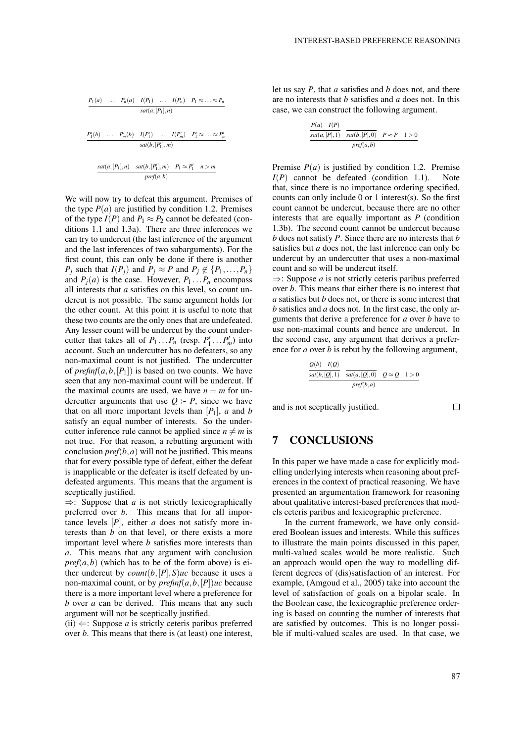$$\frac{P_1(a) \quad \dots \quad P_n(a) \quad I(P_1) \quad \dots \quad I(P_n) \quad P_1 \approx \dots \approx P_n}{sat(a,[P_1],n)}$$

$$\frac{P_1'(b) \quad \dots \quad P_m'(b) \quad I(P_1') \quad \dots \quad I(P_m') \quad P_1' \approx \dots \approx P_m'}{sat(b,[P_1'],m)}$$

$$\frac{sat(a,[P_1],n) \quad sat(b,[P_1'],m) \quad P_1 \approx P_1' \quad n > m}{pref(a,b)}$$

We will now try to defeat this argument. Premises of the type $P(a)$ are justified by condition 1.2. Premises of the type $I(P)$ and $P_1 \approx P_2$ cannot be defeated (conditions 1.1 and 1.3a). There are three inferences we can try to undercut (the last inference of the argument and the last inferences of two subarguments). For the first count, this can only be done if there is another $P_j$ such that $I(P_j)$ and $P_j \approx P$ and $P_j \notin \{P_1, \dots, P_n\}$ and $P_j(a)$ is the case. However, $P_1 \dots P_n$ encompass all interests that $a$ satisfies on this level, so count undercut is not possible. The same argument holds for the other count. At this point it is useful to note that these two counts are the only ones that are undefeated. Any lesser count will be undercut by the count undercutter that takes all of $P_1 \dots P_n$ (resp. $P_1' \dots P_m'$) into account. Such an undercutter has no defeaters, so any non-maximal count is not justified. The undercutter of *prefinf*$(a,b,[P_1])$ is based on two counts. We have seen that any non-maximal count will be undercut. If the maximal counts are used, we have $n = m$ for undercutter arguments that use $Q \succ P$, since we have that on all more important levels than $[P_1]$, $a$ and $b$ satisfy an equal number of interests. So the undercutter inference rule cannot be applied since $n \neq m$ is not true. For that reason, a rebutting argument with conclusion *pref*$(b,a)$ will not be justified. This means that for every possible type of defeat, either the defeat is inapplicable or the defeater is itself defeated by undefeated arguments. This means that the argument is sceptically justified.

$\Rightarrow$: Suppose that $a$ is not strictly lexicographically preferred over $b$. This means that for all importance levels $[P]$, either $a$ does not satisfy more interests than $b$ on that level, or there exists a more important level where $b$ satisfies more interests than $a$. This means that any argument with conclusion *pref*$(a,b)$ (which has to be of the form above) is either undercut by *count*$(b,[P],S)uc$ because it uses a non-maximal count, or by *prefinf*$(a,b,[P])uc$ because there is a more important level where a preference for $b$ over $a$ can be derived. This means that any such argument will not be sceptically justified.

(ii) $\Leftarrow$: Suppose $a$ is strictly ceteris paribus preferred over $b$. This means that there is (at least) one interest, let us say $P$, that $a$ satisfies and $b$ does not, and there are no interests that $b$ satisfies and $a$ does not. In this case, we can construct the following argument.

$$\frac{\dfrac{P(a) \quad I(P)}{sat(a,[P],1)} \quad \dfrac{}{sat(b,[P],0)} \quad P \approx P \quad 1 > 0}{pref(a,b)}$$

Premise $P(a)$ is justified by condition 1.2. Premise $I(P)$ cannot be defeated (condition 1.1). Note that, since there is no importance ordering specified, counts can only include 0 or 1 interest(s). So the first count cannot be undercut, because there are no other interests that are equally important as $P$ (condition 1.3b). The second count cannot be undercut because $b$ does not satisfy $P$. Since there are no interests that $b$ satisfies but $a$ does not, the last inference can only be undercut by an undercutter that uses a non-maximal count and so will be undercut itself.

$\Rightarrow$: Suppose $a$ is not strictly ceteris paribus preferred over $b$. This means that either there is no interest that $a$ satisfies but $b$ does not, or there is some interest that $b$ satisfies and $a$ does not. In the first case, the only arguments that derive a preference for $a$ over $b$ have to use non-maximal counts and hence are undercut. In the second case, any argument that derives a preference for $a$ over $b$ is rebut by the following argument,

$$\frac{\dfrac{Q(b) \quad I(Q)}{sat(b,[Q],1)} \quad \dfrac{}{sat(a,[Q],0)} \quad Q \approx Q \quad 1 > 0}{pref(b,a)}$$

and is not sceptically justified. □

# 7 CONCLUSIONS

In this paper we have made a case for explicitly modelling underlying interests when reasoning about preferences in the context of practical reasoning. We have presented an argumentation framework for reasoning about qualitative interest-based preferences that models ceteris paribus and lexicographic preference.

In the current framework, we have only considered Boolean issues and interests. While this suffices to illustrate the main points discussed in this paper, multi-valued scales would be more realistic. Such an approach would open the way to modelling different degrees of (dis)satisfaction of an interest. For example, (Amgoud et al., 2005) take into account the level of satisfaction of goals on a bipolar scale. In the Boolean case, the lexicographic preference ordering is based on counting the number of interests that are satisfied by outcomes. This is no longer possible if multi-valued scales are used. In that case, we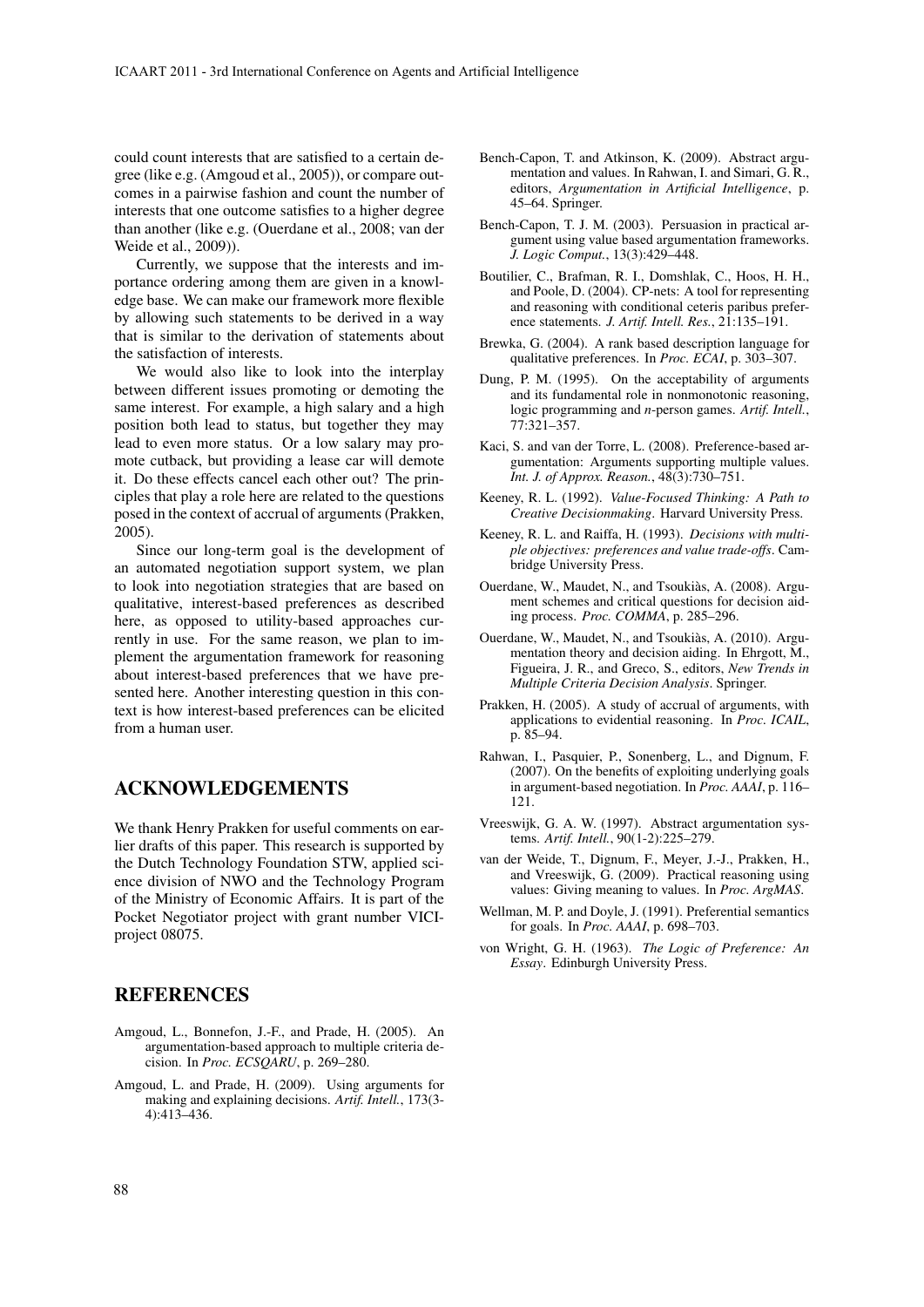could count interests that are satisfied to a certain degree (like e.g. (Amgoud et al., 2005)), or compare outcomes in a pairwise fashion and count the number of interests that one outcome satisfies to a higher degree than another (like e.g. (Ouerdane et al., 2008; van der Weide et al., 2009)).

Currently, we suppose that the interests and importance ordering among them are given in a knowledge base. We can make our framework more flexible by allowing such statements to be derived in a way that is similar to the derivation of statements about the satisfaction of interests.

We would also like to look into the interplay between different issues promoting or demoting the same interest. For example, a high salary and a high position both lead to status, but together they may lead to even more status. Or a low salary may promote cutback, but providing a lease car will demote it. Do these effects cancel each other out? The principles that play a role here are related to the questions posed in the context of accrual of arguments (Prakken, 2005).

Since our long-term goal is the development of an automated negotiation support system, we plan to look into negotiation strategies that are based on qualitative, interest-based preferences as described here, as opposed to utility-based approaches currently in use. For the same reason, we plan to implement the argumentation framework for reasoning about interest-based preferences that we have presented here. Another interesting question in this context is how interest-based preferences can be elicited from a human user.

## ACKNOWLEDGEMENTS

We thank Henry Prakken for useful comments on earlier drafts of this paper. This research is supported by the Dutch Technology Foundation STW, applied science division of NWO and the Technology Program of the Ministry of Economic Affairs. It is part of the Pocket Negotiator project with grant number VICI-project 08075.

## REFERENCES

Amgoud, L., Bonnefon, J.-F., and Prade, H. (2005). An argumentation-based approach to multiple criteria decision. In *Proc. ECSQARU*, p. 269–280.

Amgoud, L. and Prade, H. (2009). Using arguments for making and explaining decisions. *Artif. Intell.*, 173(3-4):413–436.

Bench-Capon, T. and Atkinson, K. (2009). Abstract argumentation and values. In Rahwan, I. and Simari, G. R., editors, *Argumentation in Artificial Intelligence*, p. 45–64. Springer.

Bench-Capon, T. J. M. (2003). Persuasion in practical argument using value based argumentation frameworks. *J. Logic Comput.*, 13(3):429–448.

Boutilier, C., Brafman, R. I., Domshlak, C., Hoos, H. H., and Poole, D. (2004). CP-nets: A tool for representing and reasoning with conditional ceteris paribus preference statements. *J. Artif. Intell. Res.*, 21:135–191.

Brewka, G. (2004). A rank based description language for qualitative preferences. In *Proc. ECAI*, p. 303–307.

Dung, P. M. (1995). On the acceptability of arguments and its fundamental role in nonmonotonic reasoning, logic programming and *n*-person games. *Artif. Intell.*, 77:321–357.

Kaci, S. and van der Torre, L. (2008). Preference-based argumentation: Arguments supporting multiple values. *Int. J. of Approx. Reason.*, 48(3):730–751.

Keeney, R. L. (1992). *Value-Focused Thinking: A Path to Creative Decisionmaking*. Harvard University Press.

Keeney, R. L. and Raiffa, H. (1993). *Decisions with multiple objectives: preferences and value trade-offs*. Cambridge University Press.

Ouerdane, W., Maudet, N., and Tsoukiàs, A. (2008). Argument schemes and critical questions for decision aiding process. *Proc. COMMA*, p. 285–296.

Ouerdane, W., Maudet, N., and Tsoukiàs, A. (2010). Argumentation theory and decision aiding. In Ehrgott, M., Figueira, J. R., and Greco, S., editors, *New Trends in Multiple Criteria Decision Analysis*. Springer.

Prakken, H. (2005). A study of accrual of arguments, with applications to evidential reasoning. In *Proc. ICAIL*, p. 85–94.

Rahwan, I., Pasquier, P., Sonenberg, L., and Dignum, F. (2007). On the benefits of exploiting underlying goals in argument-based negotiation. In *Proc. AAAI*, p. 116–121.

Vreeswijk, G. A. W. (1997). Abstract argumentation systems. *Artif. Intell.*, 90(1-2):225–279.

van der Weide, T., Dignum, F., Meyer, J.-J., Prakken, H., and Vreeswijk, G. (2009). Practical reasoning using values: Giving meaning to values. In *Proc. ArgMAS*.

Wellman, M. P. and Doyle, J. (1991). Preferential semantics for goals. In *Proc. AAAI*, p. 698–703.

von Wright, G. H. (1963). *The Logic of Preference: An Essay*. Edinburgh University Press.